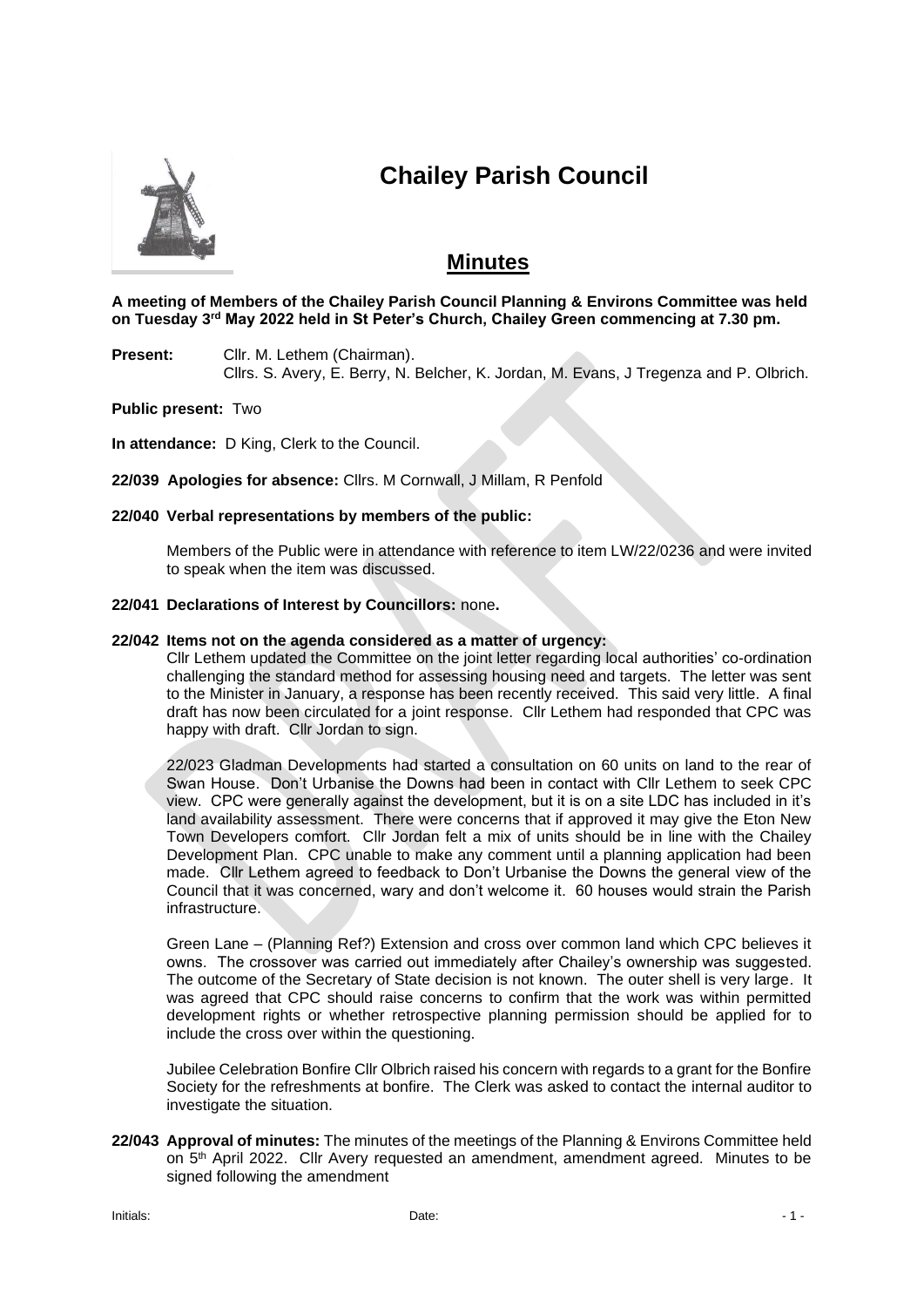# Chailey Parish Council

## Minutes

**A meeting of Members of the Chailey Parish Council Planning & Environs Committee was held on Tuesday 3rd May 2022 held in St Peter's Church, Chailey Green commencing at 7.30 pm.**

**Present:** Cllr. M. Lethem (Chairman).
Cllrs. S. Avery, E. Berry, N. Belcher, K. Jordan, M. Evans, J Tregenza and P. Olbrich.

**Public present:** Two

**In attendance:** D King, Clerk to the Council.

**22/039 Apologies for absence:** Cllrs. M Cornwall, J Millam, R Penfold

**22/040 Verbal representations by members of the public:**

Members of the Public were in attendance with reference to item LW/22/0236 and were invited to speak when the item was discussed.

**22/041 Declarations of Interest by Councillors:** none**.**

**22/042 Items not on the agenda considered as a matter of urgency:**

Cllr Lethem updated the Committee on the joint letter regarding local authorities' co-ordination challenging the standard method for assessing housing need and targets. The letter was sent to the Minister in January, a response has been recently received. This said very little. A final draft has now been circulated for a joint response. Cllr Lethem had responded that CPC was happy with draft. Cllr Jordan to sign.

22/023 Gladman Developments had started a consultation on 60 units on land to the rear of Swan House. Don't Urbanise the Downs had been in contact with Cllr Lethem to seek CPC view. CPC were generally against the development, but it is on a site LDC has included in it's land availability assessment. There were concerns that if approved it may give the Eton New Town Developers comfort. Cllr Jordan felt a mix of units should be in line with the Chailey Development Plan. CPC unable to make any comment until a planning application had been made. Cllr Lethem agreed to feedback to Don't Urbanise the Downs the general view of the Council that it was concerned, wary and don't welcome it. 60 houses would strain the Parish infrastructure.

Green Lane – (Planning Ref?) Extension and cross over common land which CPC believes it owns. The crossover was carried out immediately after Chailey's ownership was suggested. The outcome of the Secretary of State decision is not known. The outer shell is very large. It was agreed that CPC should raise concerns to confirm that the work was within permitted development rights or whether retrospective planning permission should be applied for to include the cross over within the questioning.

Jubilee Celebration Bonfire Cllr Olbrich raised his concern with regards to a grant for the Bonfire Society for the refreshments at bonfire. The Clerk was asked to contact the internal auditor to investigate the situation.

**22/043 Approval of minutes:** The minutes of the meetings of the Planning & Environs Committee held on 5th April 2022. Cllr Avery requested an amendment, amendment agreed. Minutes to be signed following the amendment

Initials: Date: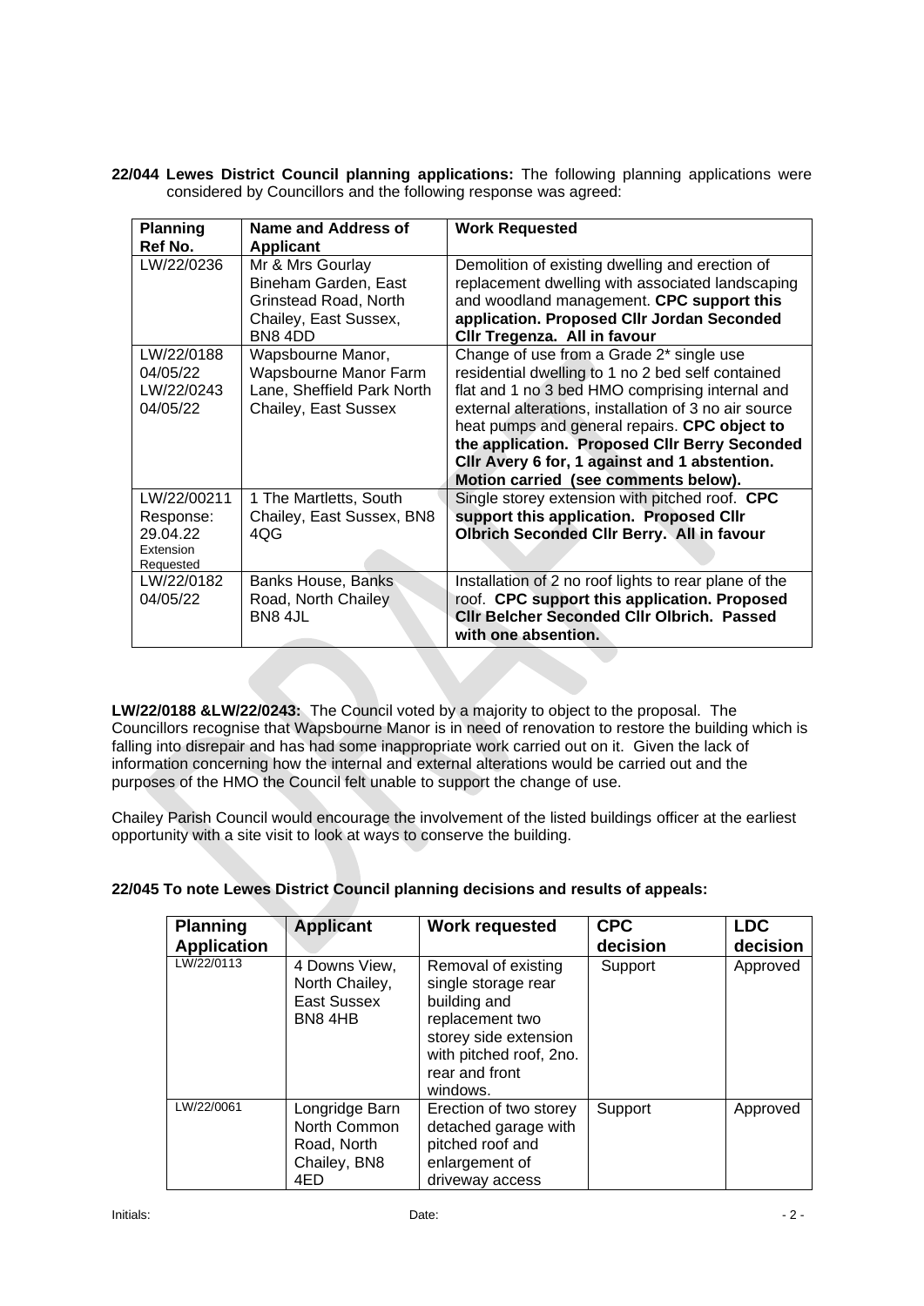**22/044 Lewes District Council planning applications:** The following planning applications were considered by Councillors and the following response was agreed:

| Planning Ref No. | Name and Address of Applicant | Work Requested |
|---|---|---|
| LW/22/0236 | Mr & Mrs Gourlay Bineham Garden, East Grinstead Road, North Chailey, East Sussex, BN8 4DD | Demolition of existing dwelling and erection of replacement dwelling with associated landscaping and woodland management. **CPC support this application. Proposed Cllr Jordan Seconded Cllr Tregenza. All in favour** |
| LW/22/0188 04/05/22 LW/22/0243 04/05/22 | Wapsbourne Manor, Wapsbourne Manor Farm Lane, Sheffield Park North Chailey, East Sussex | Change of use from a Grade 2* single use residential dwelling to 1 no 2 bed self contained flat and 1 no 3 bed HMO comprising internal and external alterations, installation of 3 no air source heat pumps and general repairs. **CPC object to the application. Proposed Cllr Berry Seconded Cllr Avery 6 for, 1 against and 1 abstention. Motion carried (see comments below).** |
| LW/22/00211 Response: 29.04.22 Extension Requested | 1 The Martletts, South Chailey, East Sussex, BN8 4QG | Single storey extension with pitched roof. **CPC support this application. Proposed Cllr Olbrich Seconded Cllr Berry. All in favour** |
| LW/22/0182 04/05/22 | Banks House, Banks Road, North Chailey BN8 4JL | Installation of 2 no roof lights to rear plane of the roof. **CPC support this application. Proposed Cllr Belcher Seconded Cllr Olbrich. Passed with one absention.** |

**LW/22/0188 &LW/22/0243:** The Council voted by a majority to object to the proposal. The Councillors recognise that Wapsbourne Manor is in need of renovation to restore the building which is falling into disrepair and has had some inappropriate work carried out on it. Given the lack of information concerning how the internal and external alterations would be carried out and the purposes of the HMO the Council felt unable to support the change of use.

Chailey Parish Council would encourage the involvement of the listed buildings officer at the earliest opportunity with a site visit to look at ways to conserve the building.

**22/045 To note Lewes District Council planning decisions and results of appeals:**

| Planning Application | Applicant | Work requested | CPC decision | LDC decision |
|---|---|---|---|---|
| LW/22/0113 | 4 Downs View, North Chailey, East Sussex BN8 4HB | Removal of existing single storage rear building and replacement two storey side extension with pitched roof, 2no. rear and front windows. | Support | Approved |
| LW/22/0061 | Longridge Barn North Common Road, North Chailey, BN8 4ED | Erection of two storey detached garage with pitched roof and enlargement of driveway access | Support | Approved |

Initials: Date: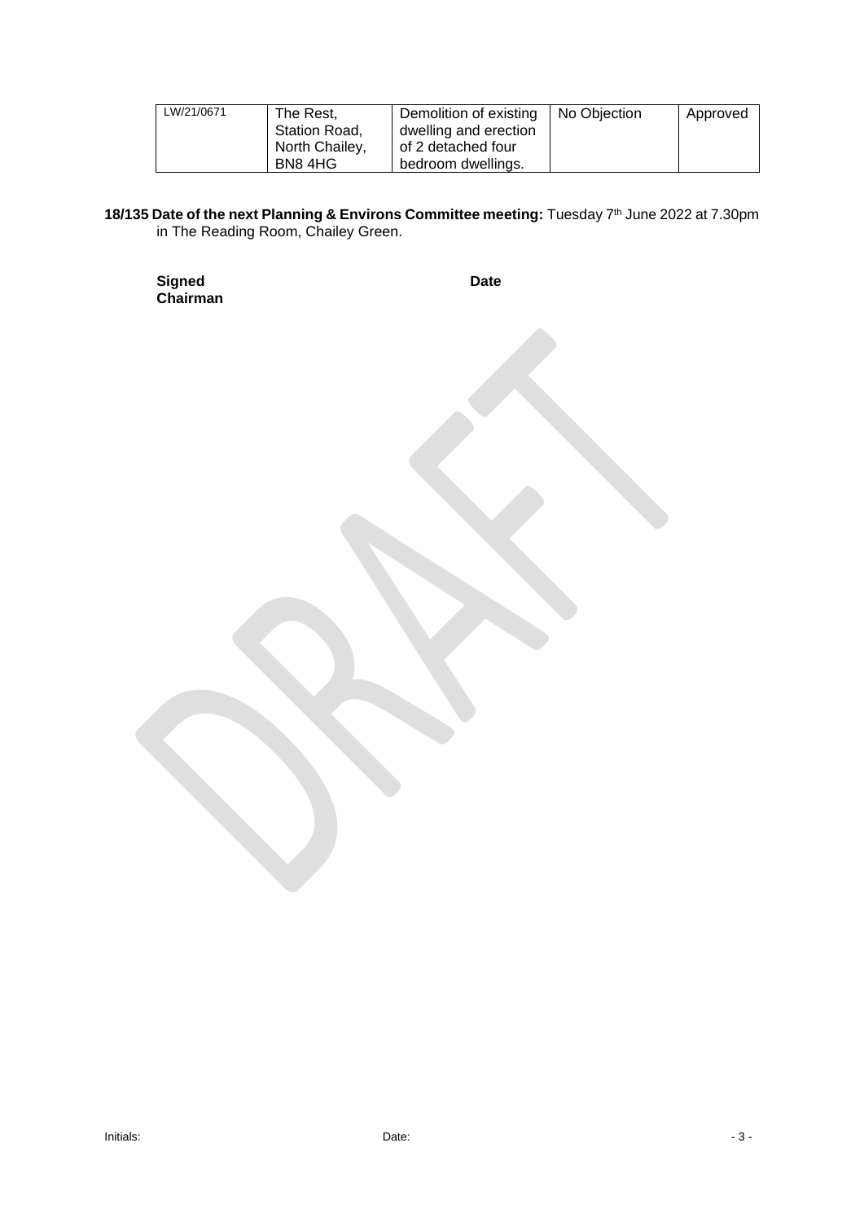| | | | | |
|---|---|---|---|---|
| LW/21/0671 | The Rest, Station Road, North Chailey, BN8 4HG | Demolition of existing dwelling and erection of 2 detached four bedroom dwellings. | No Objection | Approved |

**18/135 Date of the next Planning & Environs Committee meeting:** Tuesday 7th June 2022 at 7.30pm in The Reading Room, Chailey Green.

**Signed** **Date**
**Chairman**

DRAFT

Initials: Date: